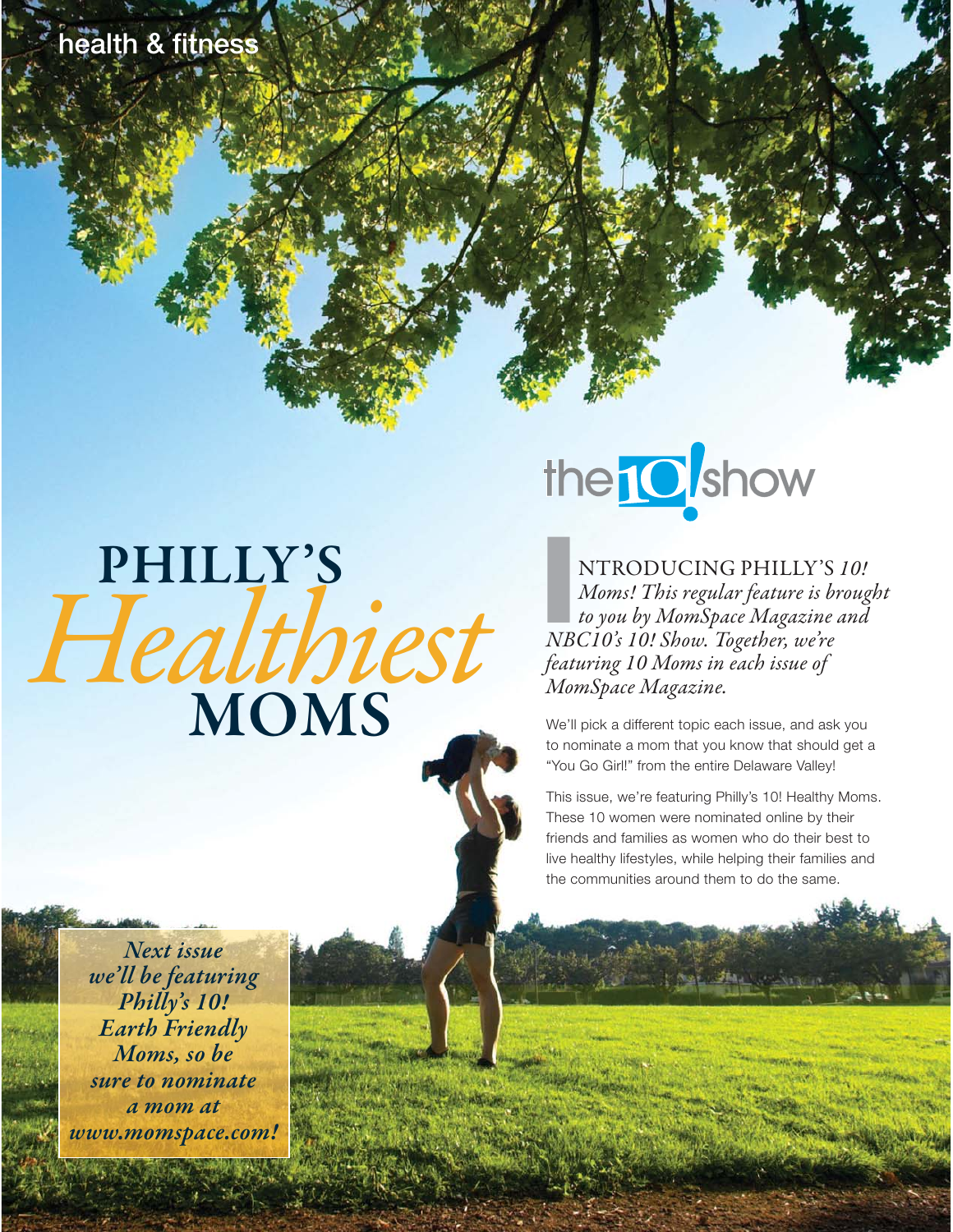# PHILLY'S *Healthiest* MOMS

the 10! show

*INTRODUCING PHILLY'S 10! Moms! This regular feature is brought to you by MomSpace Magazine and NBC10's 10! Show. Together, we're featuring 10 Moms in each issue of MomSpace Magazine.*

We'll pick a different topic each issue, and ask you to nominate a mom that you know that should get a "You Go Girl!" from the entire Delaware Valley!

This issue, we're featuring Philly's 10! Healthy Moms. These 10 women were nominated online by their friends and families as women who do their best to live healthy lifestyles, while helping their families and the communities around them to do the same.

***Next issue we'll be featuring Philly's 10! Earth Friendly Moms, so be sure to nominate a mom at www.momspace.com!***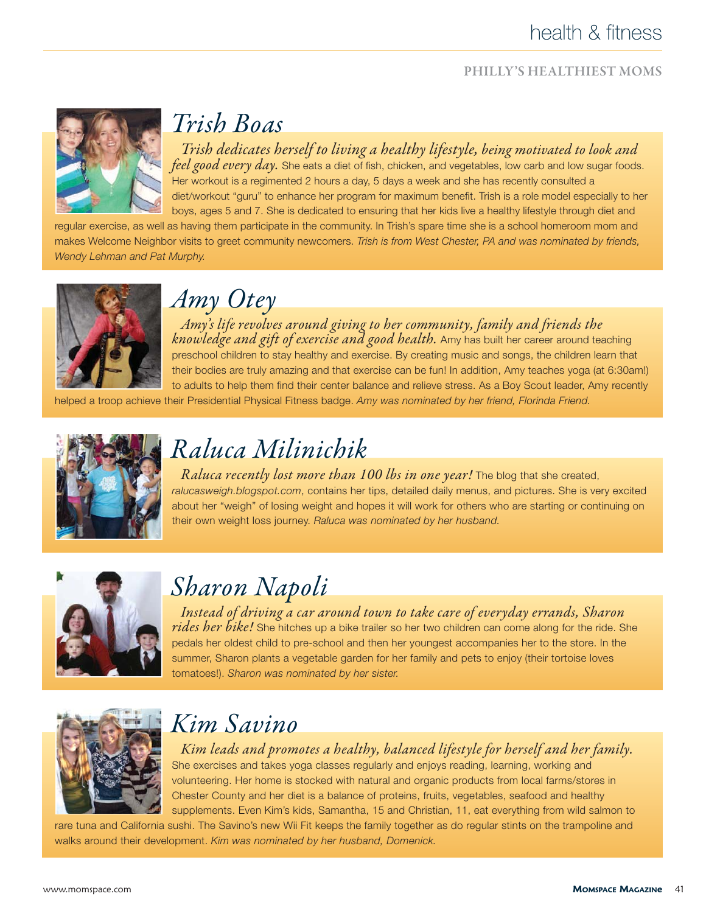## PHILLY'S HEALTHIEST MOMS

# *Trish Boas*

*Trish dedicates herself to living a healthy lifestyle, being motivated to look and feel good every day.* She eats a diet of fish, chicken, and vegetables, low carb and low sugar foods. Her workout is a regimented 2 hours a day, 5 days a week and she has recently consulted a diet/workout "guru" to enhance her program for maximum benefit. Trish is a role model especially to her boys, ages 5 and 7. She is dedicated to ensuring that her kids live a healthy lifestyle through diet and regular exercise, as well as having them participate in the community. In Trish's spare time she is a school homeroom mom and makes Welcome Neighbor visits to greet community newcomers. *Trish is from West Chester, PA and was nominated by friends, Wendy Lehman and Pat Murphy.*

# *Amy Otey*

*Amy's life revolves around giving to her community, family and friends the knowledge and gift of exercise and good health.* Amy has built her career around teaching preschool children to stay healthy and exercise. By creating music and songs, the children learn that their bodies are truly amazing and that exercise can be fun! In addition, Amy teaches yoga (at 6:30am!) to adults to help them find their center balance and relieve stress. As a Boy Scout leader, Amy recently helped a troop achieve their Presidential Physical Fitness badge. *Amy was nominated by her friend, Florinda Friend.*

# *Raluca Milinichik*

*Raluca recently lost more than 100 lbs in one year!* The blog that she created, *ralucasweigh.blogspot.com*, contains her tips, detailed daily menus, and pictures. She is very excited about her "weigh" of losing weight and hopes it will work for others who are starting or continuing on their own weight loss journey. *Raluca was nominated by her husband.*

# *Sharon Napoli*

*Instead of driving a car around town to take care of everyday errands, Sharon rides her bike!* She hitches up a bike trailer so her two children can come along for the ride. She pedals her oldest child to pre-school and then her youngest accompanies her to the store. In the summer, Sharon plants a vegetable garden for her family and pets to enjoy (their tortoise loves tomatoes!). *Sharon was nominated by her sister.*

# *Kim Savino*

*Kim leads and promotes a healthy, balanced lifestyle for herself and her family.* She exercises and takes yoga classes regularly and enjoys reading, learning, working and volunteering. Her home is stocked with natural and organic products from local farms/stores in Chester County and her diet is a balance of proteins, fruits, vegetables, seafood and healthy supplements. Even Kim's kids, Samantha, 15 and Christian, 11, eat everything from wild salmon to rare tuna and California sushi. The Savino's new Wii Fit keeps the family together as do regular stints on the trampoline and walks around their development. *Kim was nominated by her husband, Domenick.*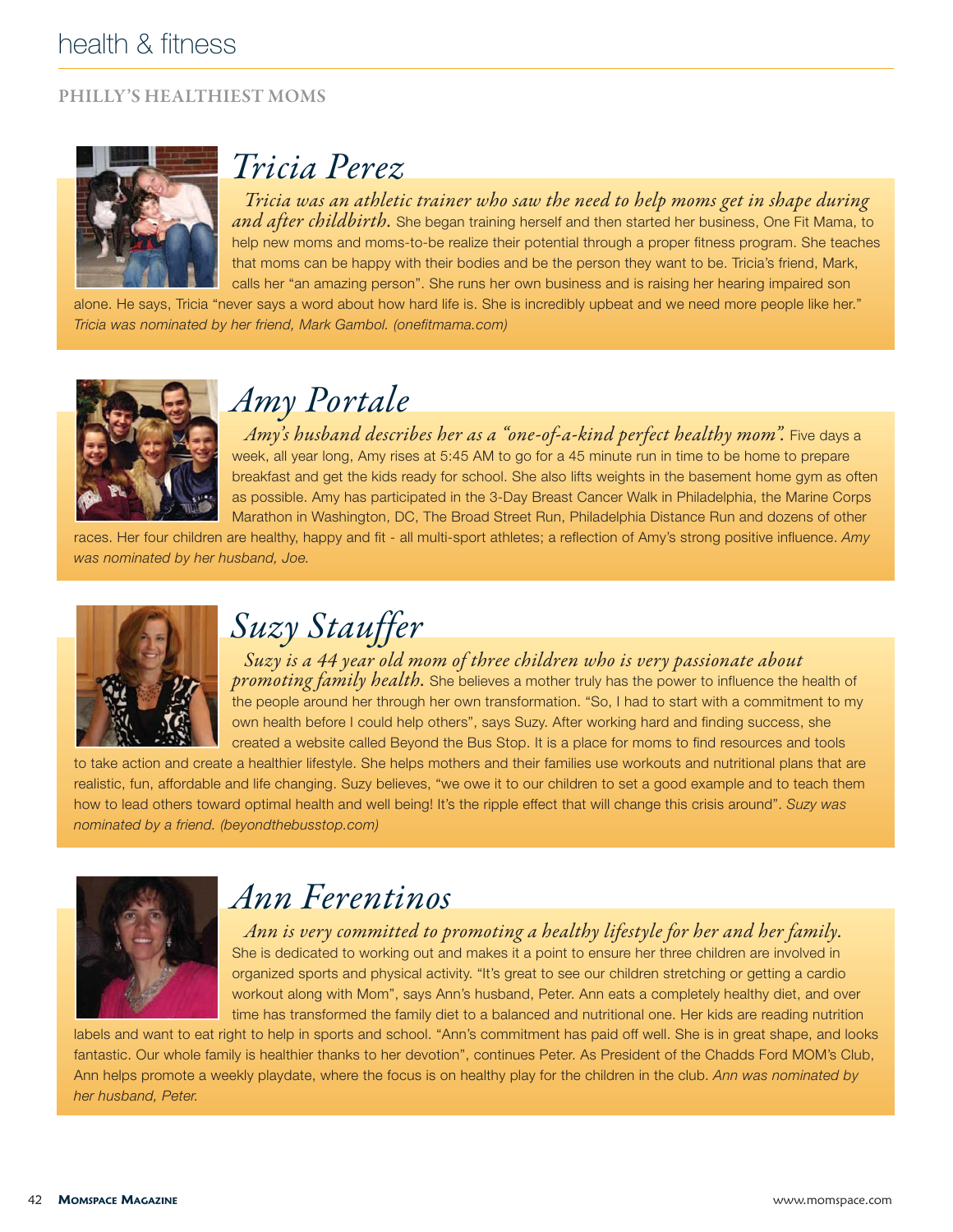## PHILLY'S HEALTHIEST MOMS

### *Tricia Perez*

*Tricia was an athletic trainer who saw the need to help moms get in shape during and after childbirth.* She began training herself and then started her business, One Fit Mama, to help new moms and moms-to-be realize their potential through a proper fitness program. She teaches that moms can be happy with their bodies and be the person they want to be. Tricia's friend, Mark, calls her "an amazing person". She runs her own business and is raising her hearing impaired son alone. He says, Tricia "never says a word about how hard life is. She is incredibly upbeat and we need more people like her." *Tricia was nominated by her friend, Mark Gambol. (onefitmama.com)*

### *Amy Portale*

*Amy's husband describes her as a "one-of-a-kind perfect healthy mom".* Five days a week, all year long, Amy rises at 5:45 AM to go for a 45 minute run in time to be home to prepare breakfast and get the kids ready for school. She also lifts weights in the basement home gym as often as possible. Amy has participated in the 3-Day Breast Cancer Walk in Philadelphia, the Marine Corps Marathon in Washington, DC, The Broad Street Run, Philadelphia Distance Run and dozens of other races. Her four children are healthy, happy and fit - all multi-sport athletes; a reflection of Amy's strong positive influence. *Amy was nominated by her husband, Joe.*

### *Suzy Stauffer*

*Suzy is a 44 year old mom of three children who is very passionate about promoting family health.* She believes a mother truly has the power to influence the health of the people around her through her own transformation. "So, I had to start with a commitment to my own health before I could help others", says Suzy. After working hard and finding success, she created a website called Beyond the Bus Stop. It is a place for moms to find resources and tools to take action and create a healthier lifestyle. She helps mothers and their families use workouts and nutritional plans that are realistic, fun, affordable and life changing. Suzy believes, "we owe it to our children to set a good example and to teach them how to lead others toward optimal health and well being! It's the ripple effect that will change this crisis around". *Suzy was nominated by a friend. (beyondthebusstop.com)*

### *Ann Ferentinos*

*Ann is very committed to promoting a healthy lifestyle for her and her family.* She is dedicated to working out and makes it a point to ensure her three children are involved in organized sports and physical activity. "It's great to see our children stretching or getting a cardio workout along with Mom", says Ann's husband, Peter. Ann eats a completely healthy diet, and over time has transformed the family diet to a balanced and nutritional one. Her kids are reading nutrition labels and want to eat right to help in sports and school. "Ann's commitment has paid off well. She is in great shape, and looks fantastic. Our whole family is healthier thanks to her devotion", continues Peter. As President of the Chadds Ford MOM's Club, Ann helps promote a weekly playdate, where the focus is on healthy play for the children in the club. *Ann was nominated by her husband, Peter.*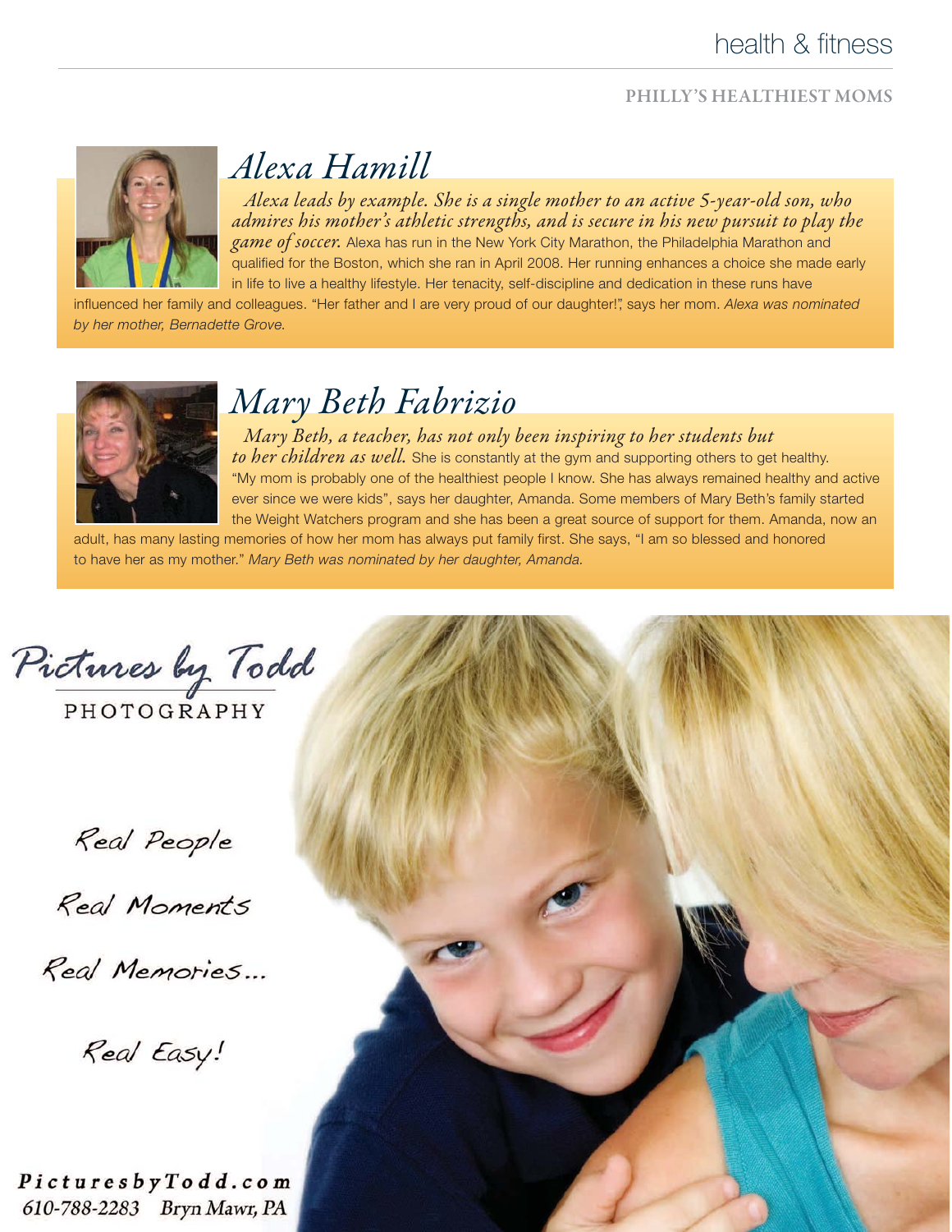PHILLY'S HEALTHIEST MOMS

## *Alexa Hamill*

*Alexa leads by example. She is a single mother to an active 5-year-old son, who admires his mother's athletic strengths, and is secure in his new pursuit to play the game of soccer.* Alexa has run in the New York City Marathon, the Philadelphia Marathon and qualified for the Boston, which she ran in April 2008. Her running enhances a choice she made early in life to live a healthy lifestyle. Her tenacity, self-discipline and dedication in these runs have influenced her family and colleagues. "Her father and I are very proud of our daughter!", says her mom. *Alexa was nominated by her mother, Bernadette Grove.*

## *Mary Beth Fabrizio*

*Mary Beth, a teacher, has not only been inspiring to her students but to her children as well.* She is constantly at the gym and supporting others to get healthy. "My mom is probably one of the healthiest people I know. She has always remained healthy and active ever since we were kids", says her daughter, Amanda. Some members of Mary Beth's family started the Weight Watchers program and she has been a great source of support for them. Amanda, now an adult, has many lasting memories of how her mom has always put family first. She says, "I am so blessed and honored to have her as my mother." *Mary Beth was nominated by her daughter, Amanda.*

Pictures by Todd
PHOTOGRAPHY

Real People

Real Moments

Real Memories...

Real Easy!

PicturesbyTodd.com
610-788-2283 Bryn Mawr, PA